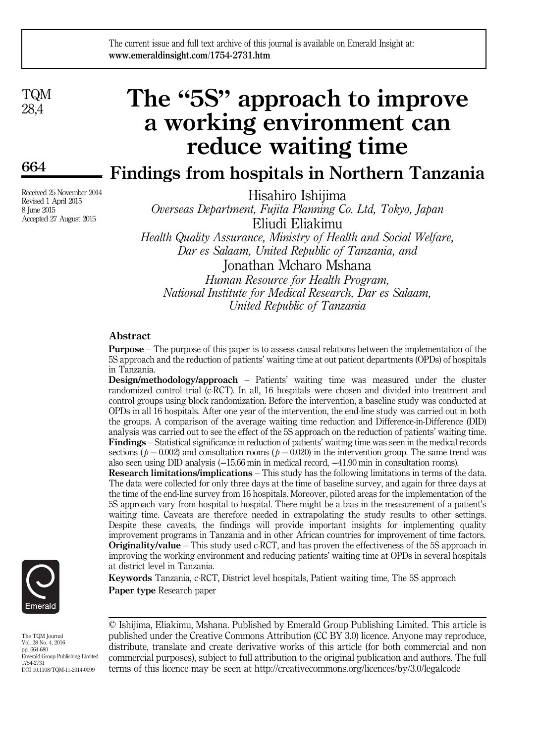The current issue and full text archive of this journal is available on Emerald Insight at: **www.emeraldinsight.com/1754-2731.htm**

# The "5S" approach to improve a working environment can reduce waiting time

## Findings from hospitals in Northern Tanzania

Received 25 November 2014
Revised 1 April 2015
8 June 2015
Accepted 27 August 2015

Hisahiro Ishijima
*Overseas Department, Fujita Planning Co. Ltd, Tokyo, Japan*

Eliudi Eliakimu
*Health Quality Assurance, Ministry of Health and Social Welfare, Dar es Salaam, United Republic of Tanzania, and*

Jonathan Mcharo Mshana
*Human Resource for Health Program, National Institute for Medical Research, Dar es Salaam, United Republic of Tanzania*

### Abstract

**Purpose** – The purpose of this paper is to assess causal relations between the implementation of the 5S approach and the reduction of patients' waiting time at out patient departments (OPDs) of hospitals in Tanzania.

**Design/methodology/approach** – Patients' waiting time was measured under the cluster randomized control trial (c-RCT). In all, 16 hospitals were chosen and divided into treatment and control groups using block randomization. Before the intervention, a baseline study was conducted at OPDs in all 16 hospitals. After one year of the intervention, the end-line study was carried out in both the groups. A comparison of the average waiting time reduction and Difference-in-Difference (DID) analysis was carried out to see the effect of the 5S approach on the reduction of patients' waiting time.

**Findings** – Statistical significance in reduction of patients' waiting time was seen in the medical records sections ($p = 0.002$) and consultation rooms ($p = 0.020$) in the intervention group. The same trend was also seen using DID analysis (−15.66 min in medical record, −41.90 min in consultation rooms).

**Research limitations/implications** – This study has the following limitations in terms of the data. The data were collected for only three days at the time of baseline survey, and again for three days at the time of the end-line survey from 16 hospitals. Moreover, piloted areas for the implementation of the 5S approach vary from hospital to hospital. There might be a bias in the measurement of a patient's waiting time. Caveats are therefore needed in extrapolating the study results to other settings. Despite these caveats, the findings will provide important insights for implementing quality improvement programs in Tanzania and in other African countries for improvement of time factors.

**Originality/value** – This study used c-RCT, and has proven the effectiveness of the 5S approach in improving the working environment and reducing patients' waiting time at OPDs in several hospitals at district level in Tanzania.

**Keywords** Tanzania, c-RCT, District level hospitals, Patient waiting time, The 5S approach

**Paper type** Research paper

© Ishijima, Eliakimu, Mshana. Published by Emerald Group Publishing Limited. This article is published under the Creative Commons Attribution (CC BY 3.0) licence. Anyone may reproduce, distribute, translate and create derivative works of this article (for both commercial and non commercial purposes), subject to full attribution to the original publication and authors. The full terms of this licence may be seen at http://creativecommons.org/licences/by/3.0/legalcode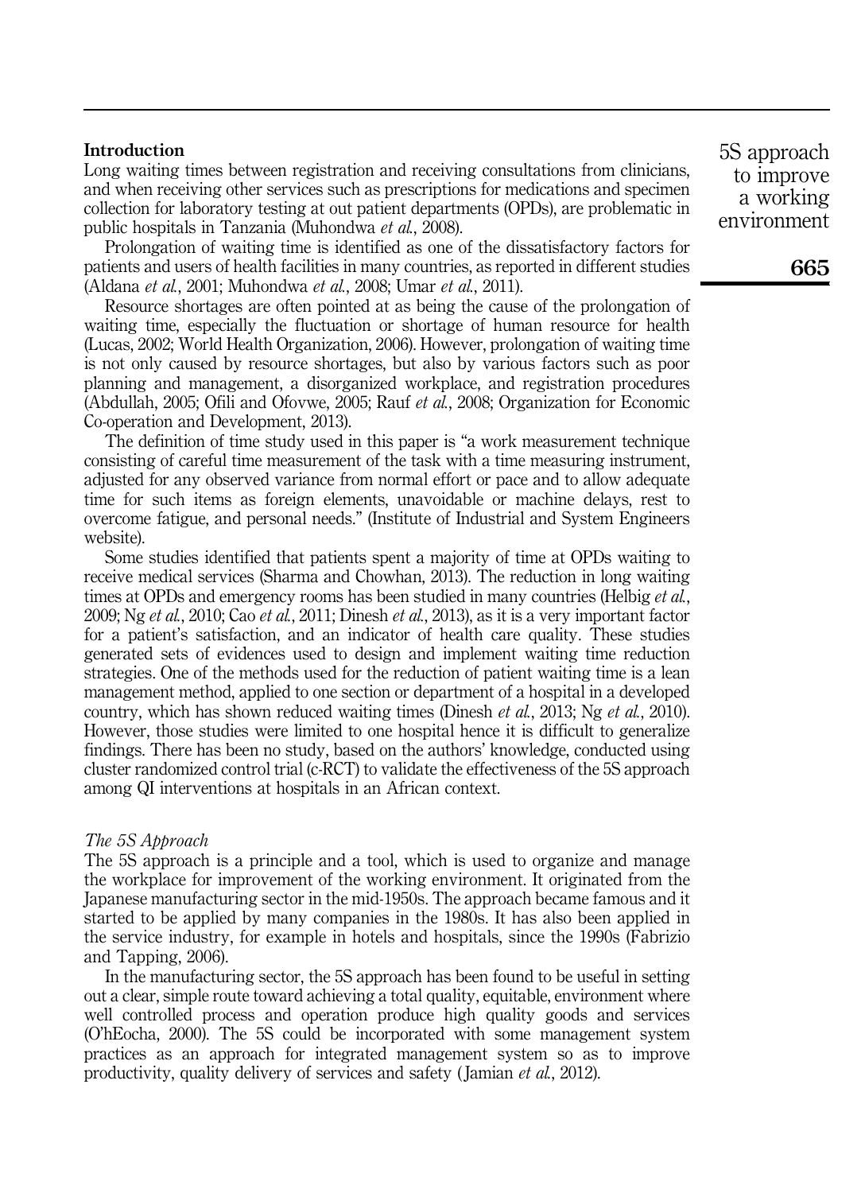## Introduction

Long waiting times between registration and receiving consultations from clinicians, and when receiving other services such as prescriptions for medications and specimen collection for laboratory testing at out patient departments (OPDs), are problematic in public hospitals in Tanzania (Muhondwa *et al.*, 2008).

Prolongation of waiting time is identified as one of the dissatisfactory factors for patients and users of health facilities in many countries, as reported in different studies (Aldana *et al.*, 2001; Muhondwa *et al.*, 2008; Umar *et al.*, 2011).

Resource shortages are often pointed at as being the cause of the prolongation of waiting time, especially the fluctuation or shortage of human resource for health (Lucas, 2002; World Health Organization, 2006). However, prolongation of waiting time is not only caused by resource shortages, but also by various factors such as poor planning and management, a disorganized workplace, and registration procedures (Abdullah, 2005; Ofili and Ofovwe, 2005; Rauf *et al.*, 2008; Organization for Economic Co-operation and Development, 2013).

The definition of time study used in this paper is "a work measurement technique consisting of careful time measurement of the task with a time measuring instrument, adjusted for any observed variance from normal effort or pace and to allow adequate time for such items as foreign elements, unavoidable or machine delays, rest to overcome fatigue, and personal needs." (Institute of Industrial and System Engineers website).

Some studies identified that patients spent a majority of time at OPDs waiting to receive medical services (Sharma and Chowhan, 2013). The reduction in long waiting times at OPDs and emergency rooms has been studied in many countries (Helbig *et al.*, 2009; Ng *et al.*, 2010; Cao *et al.*, 2011; Dinesh *et al.*, 2013), as it is a very important factor for a patient's satisfaction, and an indicator of health care quality. These studies generated sets of evidences used to design and implement waiting time reduction strategies. One of the methods used for the reduction of patient waiting time is a lean management method, applied to one section or department of a hospital in a developed country, which has shown reduced waiting times (Dinesh *et al.*, 2013; Ng *et al.*, 2010). However, those studies were limited to one hospital hence it is difficult to generalize findings. There has been no study, based on the authors' knowledge, conducted using cluster randomized control trial (c-RCT) to validate the effectiveness of the 5S approach among QI interventions at hospitals in an African context.

### *The 5S Approach*

The 5S approach is a principle and a tool, which is used to organize and manage the workplace for improvement of the working environment. It originated from the Japanese manufacturing sector in the mid-1950s. The approach became famous and it started to be applied by many companies in the 1980s. It has also been applied in the service industry, for example in hotels and hospitals, since the 1990s (Fabrizio and Tapping, 2006).

In the manufacturing sector, the 5S approach has been found to be useful in setting out a clear, simple route toward achieving a total quality, equitable, environment where well controlled process and operation produce high quality goods and services (O'hEocha, 2000). The 5S could be incorporated with some management system practices as an approach for integrated management system so as to improve productivity, quality delivery of services and safety (Jamian *et al.*, 2012).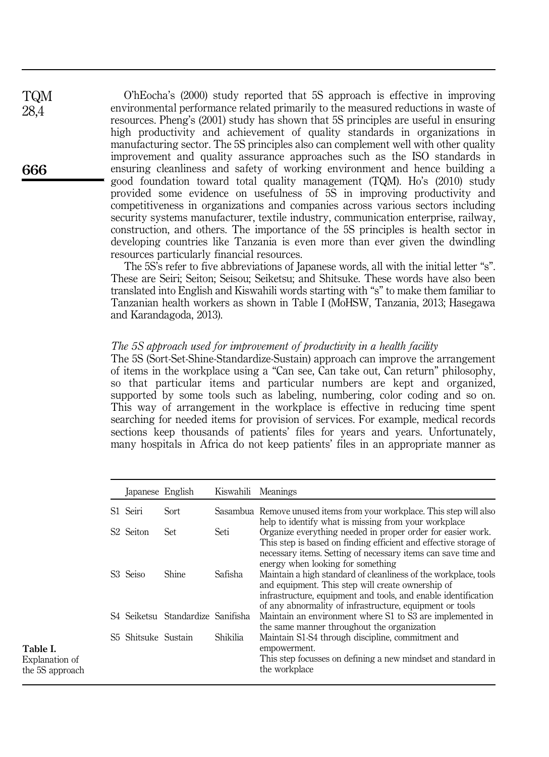O'hEocha's (2000) study reported that 5S approach is effective in improving environmental performance related primarily to the measured reductions in waste of resources. Pheng's (2001) study has shown that 5S principles are useful in ensuring high productivity and achievement of quality standards in organizations in manufacturing sector. The 5S principles also can complement well with other quality improvement and quality assurance approaches such as the ISO standards in ensuring cleanliness and safety of working environment and hence building a good foundation toward total quality management (TQM). Ho's (2010) study provided some evidence on usefulness of 5S in improving productivity and competitiveness in organizations and companies across various sectors including security systems manufacturer, textile industry, communication enterprise, railway, construction, and others. The importance of the 5S principles is health sector in developing countries like Tanzania is even more than ever given the dwindling resources particularly financial resources.

The 5S's refer to five abbreviations of Japanese words, all with the initial letter "s". These are Seiri; Seiton; Seisou; Seiketsu; and Shitsuke. These words have also been translated into English and Kiswahili words starting with "s" to make them familiar to Tanzanian health workers as shown in Table I (MoHSW, Tanzania, 2013; Hasegawa and Karandagoda, 2013).

*The 5S approach used for improvement of productivity in a health facility*

The 5S (Sort-Set-Shine-Standardize-Sustain) approach can improve the arrangement of items in the workplace using a "Can see, Can take out, Can return" philosophy, so that particular items and particular numbers are kept and organized, supported by some tools such as labeling, numbering, color coding and so on. This way of arrangement in the workplace is effective in reducing time spent searching for needed items for provision of services. For example, medical records sections keep thousands of patients' files for years and years. Unfortunately, many hospitals in Africa do not keep patients' files in an appropriate manner as

| | Japanese | English | Kiswahili | Meanings |
|---|---|---|---|---|
| S1 | Seiri | Sort | Sasambua | Remove unused items from your workplace. This step will also help to identify what is missing from your workplace |
| S2 | Seiton | Set | Seti | Organize everything needed in proper order for easier work. This step is based on finding efficient and effective storage of necessary items. Setting of necessary items can save time and energy when looking for something |
| S3 | Seiso | Shine | Safisha | Maintain a high standard of cleanliness of the workplace, tools and equipment. This step will create ownership of infrastructure, equipment and tools, and enable identification of any abnormality of infrastructure, equipment or tools |
| S4 | Seiketsu | Standardize | Sanifisha | Maintain an environment where S1 to S3 are implemented in the same manner throughout the organization |
| S5 | Shitsuke | Sustain | Shikilia | Maintain S1-S4 through discipline, commitment and empowerment. This step focusses on defining a new mindset and standard in the workplace |

**Table I.** Explanation of the 5S approach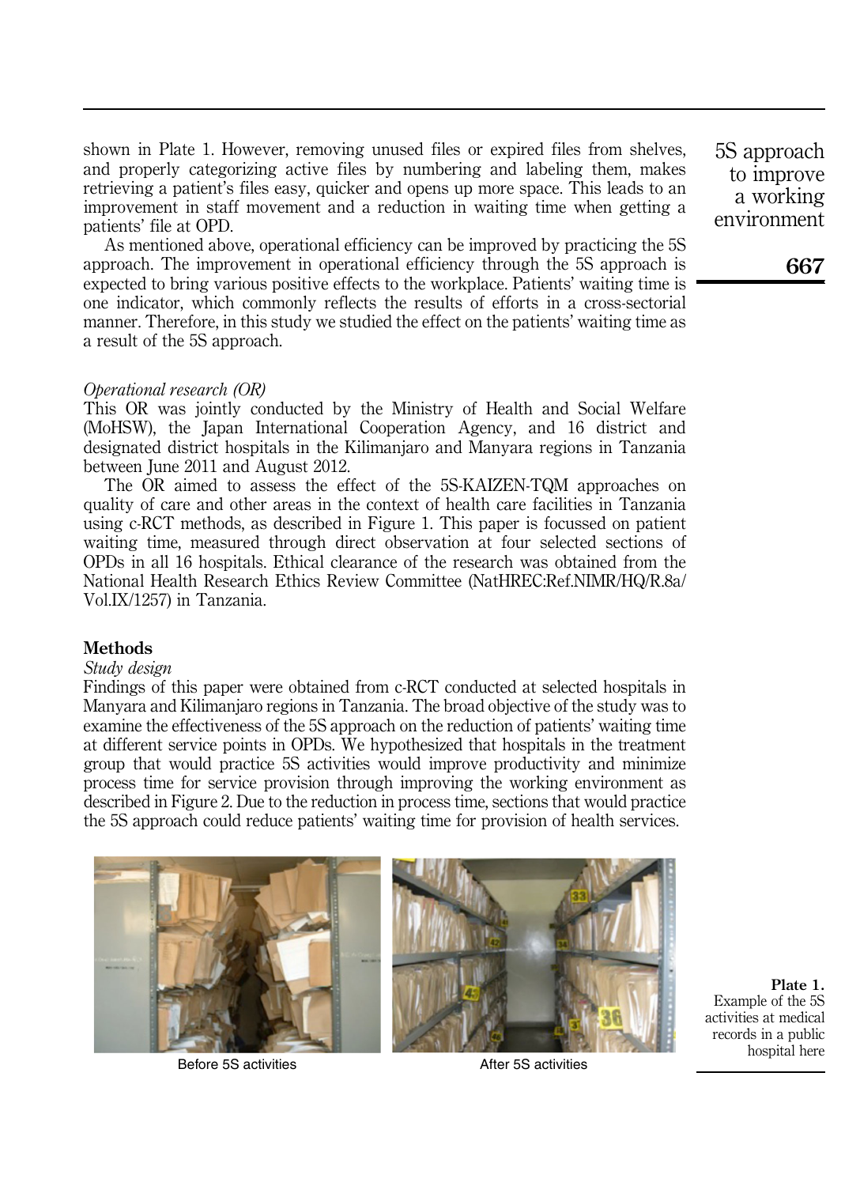shown in Plate 1. However, removing unused files or expired files from shelves, and properly categorizing active files by numbering and labeling them, makes retrieving a patient's files easy, quicker and opens up more space. This leads to an improvement in staff movement and a reduction in waiting time when getting a patients' file at OPD.

As mentioned above, operational efficiency can be improved by practicing the 5S approach. The improvement in operational efficiency through the 5S approach is expected to bring various positive effects to the workplace. Patients' waiting time is one indicator, which commonly reflects the results of efforts in a cross-sectorial manner. Therefore, in this study we studied the effect on the patients' waiting time as a result of the 5S approach.

*Operational research (OR)*

This OR was jointly conducted by the Ministry of Health and Social Welfare (MoHSW), the Japan International Cooperation Agency, and 16 district and designated district hospitals in the Kilimanjaro and Manyara regions in Tanzania between June 2011 and August 2012.

The OR aimed to assess the effect of the 5S-KAIZEN-TQM approaches on quality of care and other areas in the context of health care facilities in Tanzania using c-RCT methods, as described in Figure 1. This paper is focussed on patient waiting time, measured through direct observation at four selected sections of OPDs in all 16 hospitals. Ethical clearance of the research was obtained from the National Health Research Ethics Review Committee (NatHREC:Ref.NIMR/HQ/R.8a/Vol.IX/1257) in Tanzania.

## Methods

*Study design*

Findings of this paper were obtained from c-RCT conducted at selected hospitals in Manyara and Kilimanjaro regions in Tanzania. The broad objective of the study was to examine the effectiveness of the 5S approach on the reduction of patients' waiting time at different service points in OPDs. We hypothesized that hospitals in the treatment group that would practice 5S activities would improve productivity and minimize process time for service provision through improving the working environment as described in Figure 2. Due to the reduction in process time, sections that would practice the 5S approach could reduce patients' waiting time for provision of health services.

Before 5S activities

After 5S activities

**Plate 1.** Example of the 5S activities at medical records in a public hospital here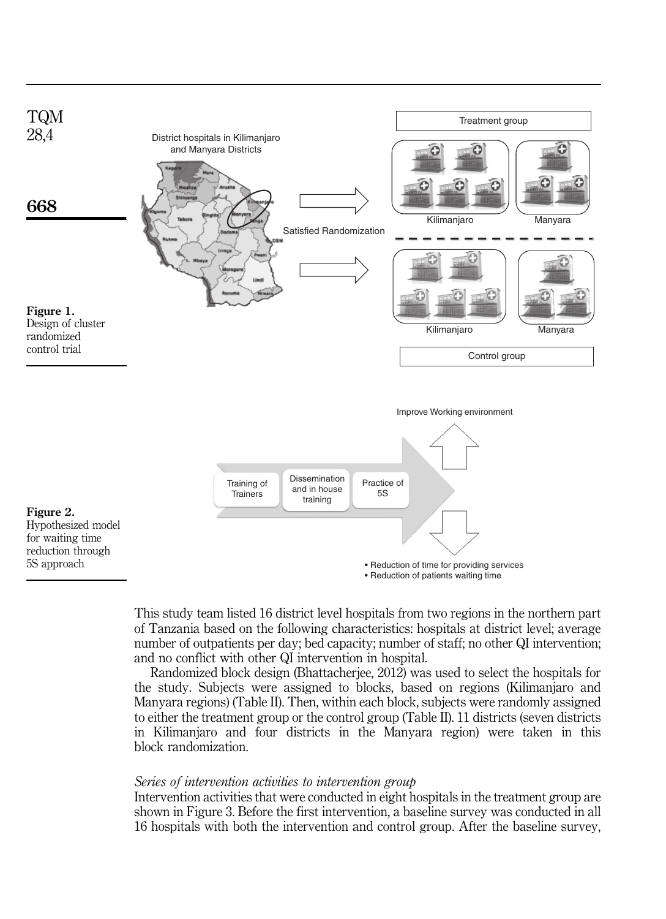Figure 1.
Design of cluster randomized control trial

Figure 2.
Hypothesized model for waiting time reduction through 5S approach

This study team listed 16 district level hospitals from two regions in the northern part of Tanzania based on the following characteristics: hospitals at district level; average number of outpatients per day; bed capacity; number of staff; no other QI intervention; and no conflict with other QI intervention in hospital.

Randomized block design (Bhattacherjee, 2012) was used to select the hospitals for the study. Subjects were assigned to blocks, based on regions (Kilimanjaro and Manyara regions) (Table II). Then, within each block, subjects were randomly assigned to either the treatment group or the control group (Table II). 11 districts (seven districts in Kilimanjaro and four districts in the Manyara region) were taken in this block randomization.

*Series of intervention activities to intervention group*

Intervention activities that were conducted in eight hospitals in the treatment group are shown in Figure 3. Before the first intervention, a baseline survey was conducted in all 16 hospitals with both the intervention and control group. After the baseline survey,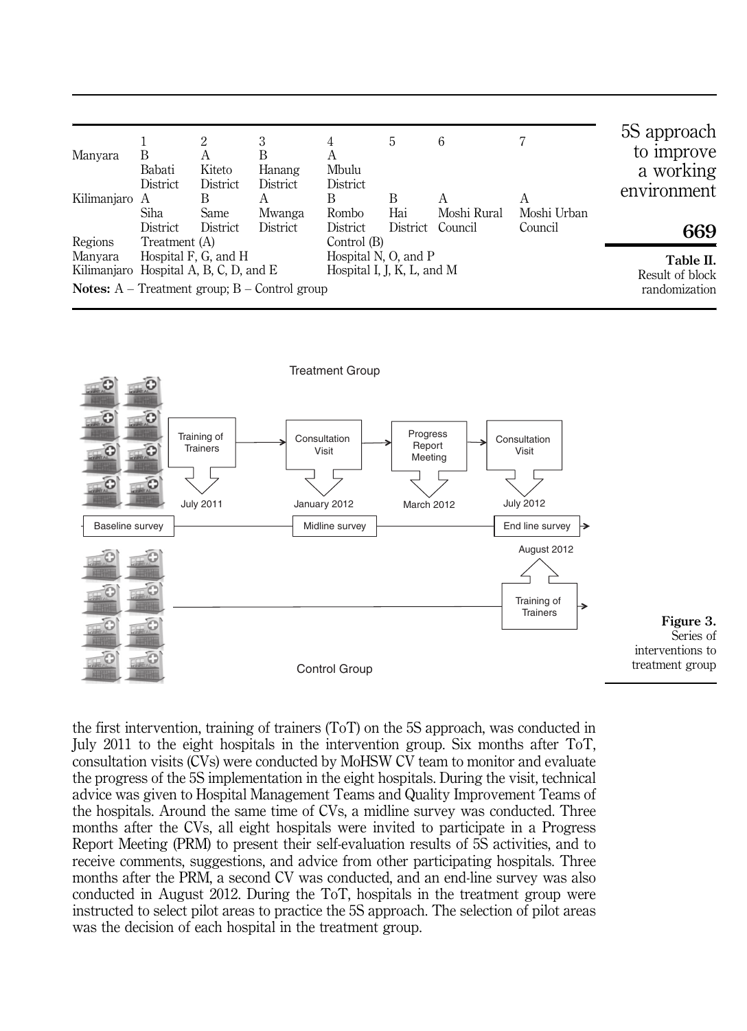| | 1 | 2 | 3 | 4 | 5 | 6 | 7 |
|---|---|---|---|---|---|---|---|
| Manyara | B | A | B | A | | | |
| | Babati District | Kiteto District | Hanang District | Mbulu District | | | |
| Kilimanjaro | A | B | A | B | B | A | A |
| | Siha District | Same District | Mwanga District | Rombo District | Hai District | Moshi Rural Council | Moshi Urban Council |
| Regions | Treatment (A) | | | Control (B) | | | |
| Manyara | Hospital F, G, and H | | | Hospital N, O, and P | | | |
| Kilimanjaro | Hospital A, B, C, D, and E | | | Hospital I, J, K, L, and M | | | |

**Notes:** A – Treatment group; B – Control group

**Table II.** Result of block randomization

**Figure 3.** Series of interventions to treatment group

the first intervention, training of trainers (ToT) on the 5S approach, was conducted in July 2011 to the eight hospitals in the intervention group. Six months after ToT, consultation visits (CVs) were conducted by MoHSW CV team to monitor and evaluate the progress of the 5S implementation in the eight hospitals. During the visit, technical advice was given to Hospital Management Teams and Quality Improvement Teams of the hospitals. Around the same time of CVs, a midline survey was conducted. Three months after the CVs, all eight hospitals were invited to participate in a Progress Report Meeting (PRM) to present their self-evaluation results of 5S activities, and to receive comments, suggestions, and advice from other participating hospitals. Three months after the PRM, a second CV was conducted, and an end-line survey was also conducted in August 2012. During the ToT, hospitals in the treatment group were instructed to select pilot areas to practice the 5S approach. The selection of pilot areas was the decision of each hospital in the treatment group.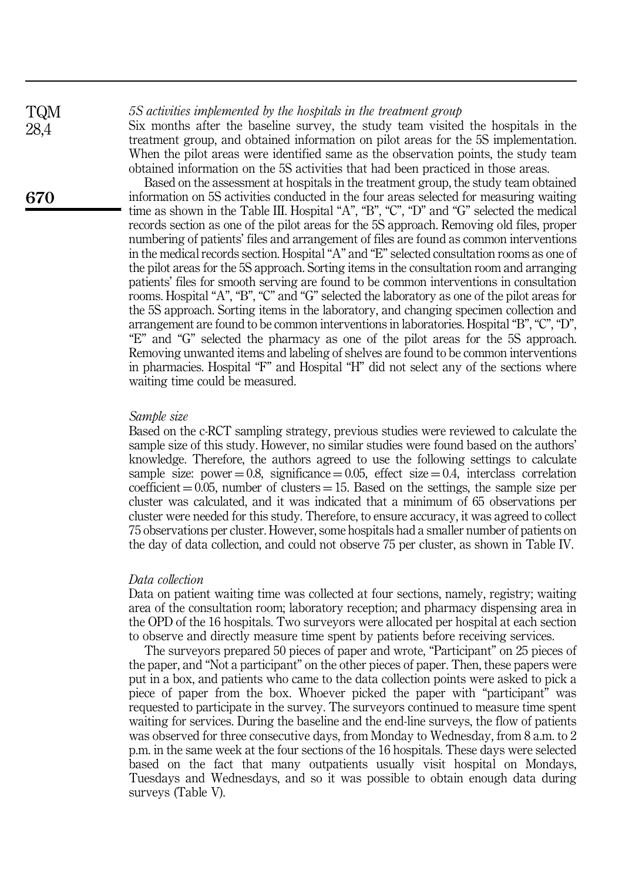*5S activities implemented by the hospitals in the treatment group*

Six months after the baseline survey, the study team visited the hospitals in the treatment group, and obtained information on pilot areas for the 5S implementation. When the pilot areas were identified same as the observation points, the study team obtained information on the 5S activities that had been practiced in those areas.

Based on the assessment at hospitals in the treatment group, the study team obtained information on 5S activities conducted in the four areas selected for measuring waiting time as shown in the Table III. Hospital "A", "B", "C", "D" and "G" selected the medical records section as one of the pilot areas for the 5S approach. Removing old files, proper numbering of patients' files and arrangement of files are found as common interventions in the medical records section. Hospital "A" and "E" selected consultation rooms as one of the pilot areas for the 5S approach. Sorting items in the consultation room and arranging patients' files for smooth serving are found to be common interventions in consultation rooms. Hospital "A", "B", "C" and "G" selected the laboratory as one of the pilot areas for the 5S approach. Sorting items in the laboratory, and changing specimen collection and arrangement are found to be common interventions in laboratories. Hospital "B", "C", "D", "E" and "G" selected the pharmacy as one of the pilot areas for the 5S approach. Removing unwanted items and labeling of shelves are found to be common interventions in pharmacies. Hospital "F" and Hospital "H" did not select any of the sections where waiting time could be measured.

*Sample size*

Based on the c-RCT sampling strategy, previous studies were reviewed to calculate the sample size of this study. However, no similar studies were found based on the authors' knowledge. Therefore, the authors agreed to use the following settings to calculate sample size: power = 0.8, significance = 0.05, effect size = 0.4, interclass correlation coefficient = 0.05, number of clusters = 15. Based on the settings, the sample size per cluster was calculated, and it was indicated that a minimum of 65 observations per cluster were needed for this study. Therefore, to ensure accuracy, it was agreed to collect 75 observations per cluster. However, some hospitals had a smaller number of patients on the day of data collection, and could not observe 75 per cluster, as shown in Table IV.

*Data collection*

Data on patient waiting time was collected at four sections, namely, registry; waiting area of the consultation room; laboratory reception; and pharmacy dispensing area in the OPD of the 16 hospitals. Two surveyors were allocated per hospital at each section to observe and directly measure time spent by patients before receiving services.

The surveyors prepared 50 pieces of paper and wrote, "Participant" on 25 pieces of the paper, and "Not a participant" on the other pieces of paper. Then, these papers were put in a box, and patients who came to the data collection points were asked to pick a piece of paper from the box. Whoever picked the paper with "participant" was requested to participate in the survey. The surveyors continued to measure time spent waiting for services. During the baseline and the end-line surveys, the flow of patients was observed for three consecutive days, from Monday to Wednesday, from 8 a.m. to 2 p.m. in the same week at the four sections of the 16 hospitals. These days were selected based on the fact that many outpatients usually visit hospital on Mondays, Tuesdays and Wednesdays, and so it was possible to obtain enough data during surveys (Table V).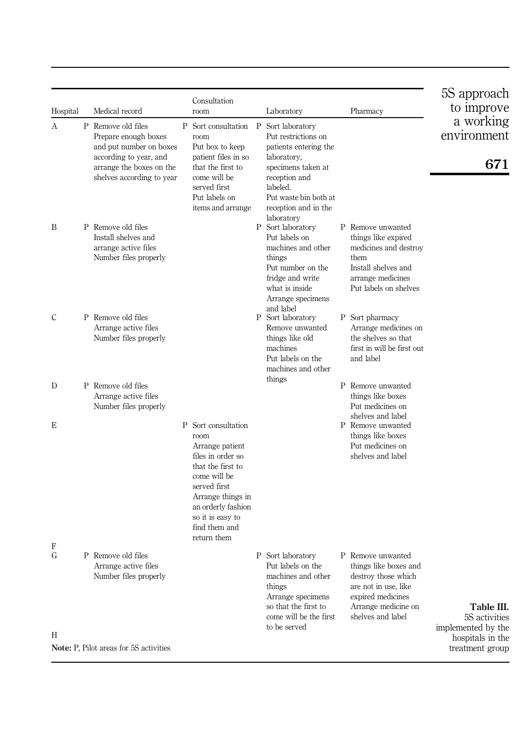| Hospital | Medical record | Consultation room | Laboratory | Pharmacy |
|---|---|---|---|---|
| A | P Remove old files Prepare enough boxes and put number on boxes according to year, and arrange the boxes on the shelves according to year | P Sort consultation room Put box to keep patient files in so that the first to come will be served first Put labels on items and arrange | P Sort laboratory Put restrictions on patients entering the laboratory, specimens taken at reception and labeled. Put waste bin both at reception and in the laboratory | |
| B | P Remove old files Install shelves and arrange active files Number files properly | | P Sort laboratory Put labels on machines and other things Put number on the fridge and write what is inside Arrange specimens and label | P Remove unwanted things like expired medicines and destroy them Install shelves and arrange medicines Put labels on shelves |
| C | P Remove old files Arrange active files Number files properly | | P Sort laboratory Remove unwanted things like old machines Put labels on the machines and other things | P Sort pharmacy Arrange medicines on the shelves so that first in will be first out and label |
| D | P Remove old files Arrange active files Number files properly | | | P Remove unwanted things like boxes Put medicines on shelves and label |
| E | | P Sort consultation room Arrange patient files in order so that the first to come will be served first Arrange things in an orderly fashion so it is easy to find them and return them | | P Remove unwanted things like boxes Put medicines on shelves and label |
| F | | | | |
| G | P Remove old files Arrange active files Number files properly | | P Sort laboratory Put labels on the machines and other things Arrange specimens so that the first to come will be the first to be served | P Remove unwanted things like boxes and destroy those which are not in use, like expired medicines Arrange medicine on shelves and label |
| H | | | | |

**Note:** P, Pilot areas for 5S activities

**Table III.** 5S activities implemented by the hospitals in the treatment group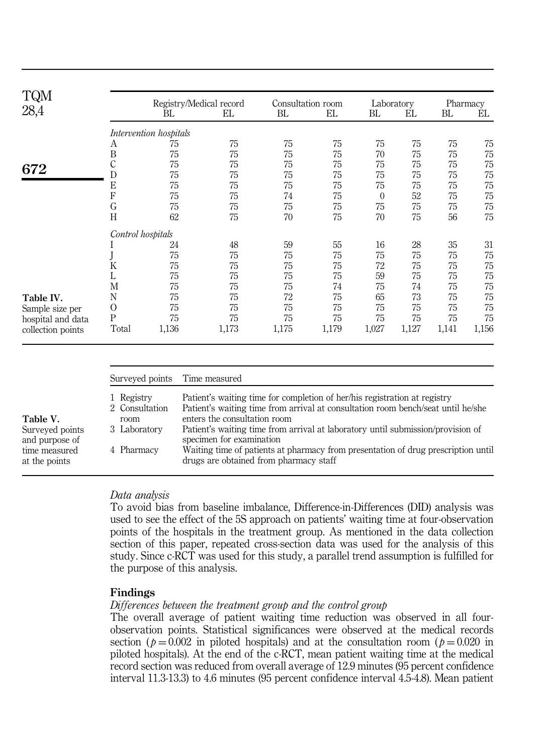**Table IV.** Sample size per hospital and data collection points

| | Registry/Medical record | | Consultation room | | Laboratory | | Pharmacy | |
|---|---|---|---|---|---|---|---|---|
| | BL | EL | BL | EL | BL | EL | BL | EL |
| *Intervention hospitals* | | | | | | | | |
| A | 75 | 75 | 75 | 75 | 75 | 75 | 75 | 75 |
| B | 75 | 75 | 75 | 75 | 70 | 75 | 75 | 75 |
| C | 75 | 75 | 75 | 75 | 75 | 75 | 75 | 75 |
| D | 75 | 75 | 75 | 75 | 75 | 75 | 75 | 75 |
| E | 75 | 75 | 75 | 75 | 75 | 75 | 75 | 75 |
| F | 75 | 75 | 74 | 75 | 0 | 52 | 75 | 75 |
| G | 75 | 75 | 75 | 75 | 75 | 75 | 75 | 75 |
| H | 62 | 75 | 70 | 75 | 70 | 75 | 56 | 75 |
| *Control hospitals* | | | | | | | | |
| I | 24 | 48 | 59 | 55 | 16 | 28 | 35 | 31 |
| J | 75 | 75 | 75 | 75 | 75 | 75 | 75 | 75 |
| K | 75 | 75 | 75 | 75 | 72 | 75 | 75 | 75 |
| L | 75 | 75 | 75 | 75 | 59 | 75 | 75 | 75 |
| M | 75 | 75 | 75 | 74 | 75 | 74 | 75 | 75 |
| N | 75 | 75 | 72 | 75 | 65 | 73 | 75 | 75 |
| O | 75 | 75 | 75 | 75 | 75 | 75 | 75 | 75 |
| P | 75 | 75 | 75 | 75 | 75 | 75 | 75 | 75 |
| Total | 1,136 | 1,173 | 1,175 | 1,179 | 1,027 | 1,127 | 1,141 | 1,156 |

**Table V.** Surveyed points and purpose of time measured at the points

| Surveyed points | Time measured |
|---|---|
| 1 Registry | Patient's waiting time for completion of her/his registration at registry |
| 2 Consultation room | Patient's waiting time from arrival at consultation room bench/seat until he/she enters the consultation room |
| 3 Laboratory | Patient's waiting time from arrival at laboratory until submission/provision of specimen for examination |
| 4 Pharmacy | Waiting time of patients at pharmacy from presentation of drug prescription until drugs are obtained from pharmacy staff |

*Data analysis*

To avoid bias from baseline imbalance, Difference-in-Differences (DID) analysis was used to see the effect of the 5S approach on patients' waiting time at four-observation points of the hospitals in the treatment group. As mentioned in the data collection section of this paper, repeated cross-section data was used for the analysis of this study. Since c-RCT was used for this study, a parallel trend assumption is fulfilled for the purpose of this analysis.

## Findings

*Differences between the treatment group and the control group*

The overall average of patient waiting time reduction was observed in all four-observation points. Statistical significances were observed at the medical records section ($p = 0.002$ in piloted hospitals) and at the consultation room ($p = 0.020$ in piloted hospitals). At the end of the c-RCT, mean patient waiting time at the medical record section was reduced from overall average of 12.9 minutes (95 percent confidence interval 11.3-13.3) to 4.6 minutes (95 percent confidence interval 4.5-4.8). Mean patient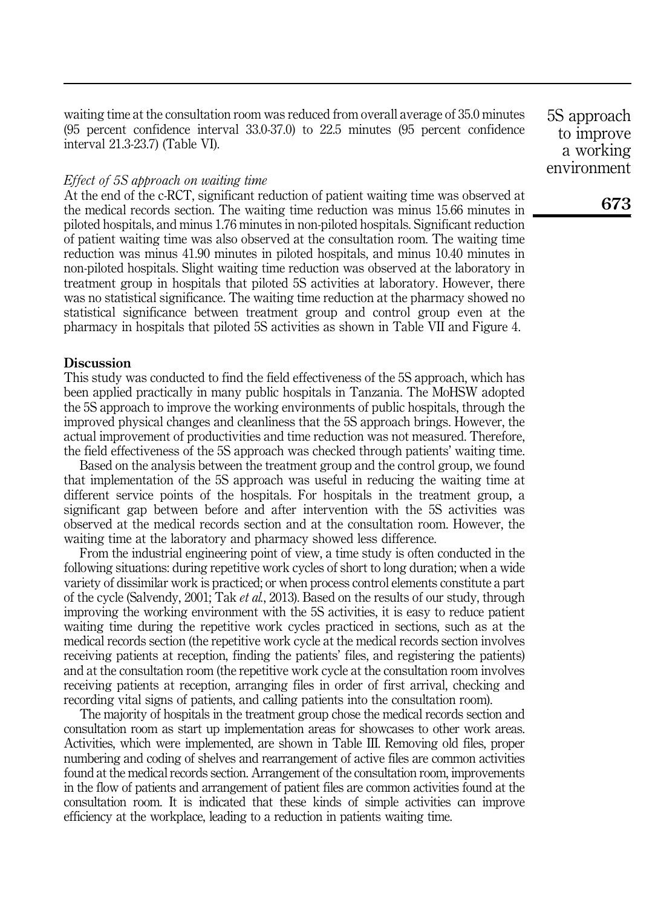waiting time at the consultation room was reduced from overall average of 35.0 minutes (95 percent confidence interval 33.0-37.0) to 22.5 minutes (95 percent confidence interval 21.3-23.7) (Table VI).

*Effect of 5S approach on waiting time*

At the end of the c-RCT, significant reduction of patient waiting time was observed at the medical records section. The waiting time reduction was minus 15.66 minutes in piloted hospitals, and minus 1.76 minutes in non-piloted hospitals. Significant reduction of patient waiting time was also observed at the consultation room. The waiting time reduction was minus 41.90 minutes in piloted hospitals, and minus 10.40 minutes in non-piloted hospitals. Slight waiting time reduction was observed at the laboratory in treatment group in hospitals that piloted 5S activities at laboratory. However, there was no statistical significance. The waiting time reduction at the pharmacy showed no statistical significance between treatment group and control group even at the pharmacy in hospitals that piloted 5S activities as shown in Table VII and Figure 4.

## Discussion

This study was conducted to find the field effectiveness of the 5S approach, which has been applied practically in many public hospitals in Tanzania. The MoHSW adopted the 5S approach to improve the working environments of public hospitals, through the improved physical changes and cleanliness that the 5S approach brings. However, the actual improvement of productivities and time reduction was not measured. Therefore, the field effectiveness of the 5S approach was checked through patients' waiting time.

Based on the analysis between the treatment group and the control group, we found that implementation of the 5S approach was useful in reducing the waiting time at different service points of the hospitals. For hospitals in the treatment group, a significant gap between before and after intervention with the 5S activities was observed at the medical records section and at the consultation room. However, the waiting time at the laboratory and pharmacy showed less difference.

From the industrial engineering point of view, a time study is often conducted in the following situations: during repetitive work cycles of short to long duration; when a wide variety of dissimilar work is practiced; or when process control elements constitute a part of the cycle (Salvendy, 2001; Tak *et al.*, 2013). Based on the results of our study, through improving the working environment with the 5S activities, it is easy to reduce patient waiting time during the repetitive work cycles practiced in sections, such as at the medical records section (the repetitive work cycle at the medical records section involves receiving patients at reception, finding the patients' files, and registering the patients) and at the consultation room (the repetitive work cycle at the consultation room involves receiving patients at reception, arranging files in order of first arrival, checking and recording vital signs of patients, and calling patients into the consultation room).

The majority of hospitals in the treatment group chose the medical records section and consultation room as start up implementation areas for showcases to other work areas. Activities, which were implemented, are shown in Table III. Removing old files, proper numbering and coding of shelves and rearrangement of active files are common activities found at the medical records section. Arrangement of the consultation room, improvements in the flow of patients and arrangement of patient files are common activities found at the consultation room. It is indicated that these kinds of simple activities can improve efficiency at the workplace, leading to a reduction in patients waiting time.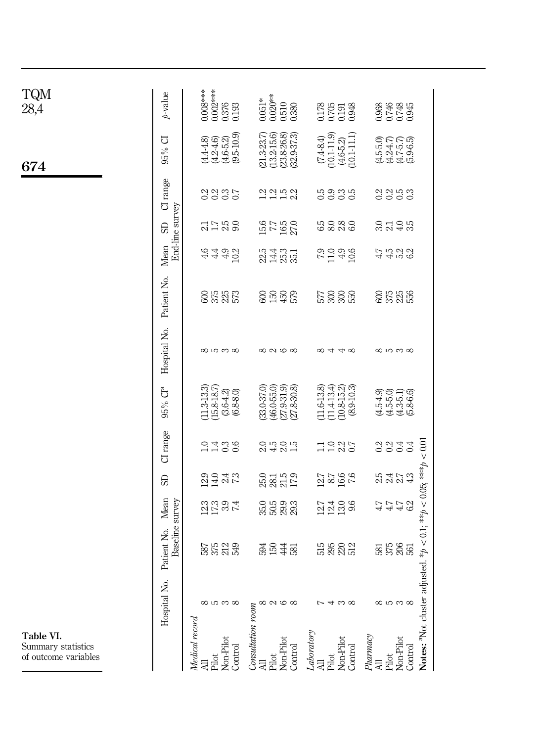**Table VI.** Summary statistics of outcome variables

| | Baseline survey | | | | | | End-line survey | | | | | | |
|---|---|---|---|---|---|---|---|---|---|---|---|---|---|
| | Hospital No. | Patient No. | Mean | SD | CI range | 95% CI[a] | Hospital No. | Patient No. | Mean | SD | CI range | 95% CI | *p*-value |
| *Medical record* | | | | | | | | | | | | | |
| All | 8 | 587 | 12.3 | 12.9 | 1.0 | (11.3-13.3) | 8 | 600 | 4.6 | 2.1 | 0.2 | (4.4-4.8) | 0.008*** |
| Pilot | 5 | 375 | 17.3 | 14.0 | 1.4 | (15.8-18.7) | 5 | 375 | 4.4 | 1.7 | 0.2 | (4.2-4.6) | 0.002*** |
| Non-Pilot | 3 | 212 | 3.9 | 2.4 | 0.3 | (3.6-4.2) | 3 | 225 | 4.9 | 2.5 | 0.3 | (4.6-5.2) | 0.376 |
| Control | 8 | 549 | 7.4 | 7.3 | 0.6 | (6.8-8.0) | 8 | 573 | 10.2 | 9.0 | 0.7 | (9.5-10.9) | 0.193 |
| *Consultation room* | | | | | | | | | | | | | |
| All | 8 | 594 | 35.0 | 25.0 | 2.0 | (33.0-37.0) | 8 | 600 | 22.5 | 15.6 | 1.2 | (21.3-23.7) | 0.051* |
| Pilot | 2 | 150 | 50.5 | 28.1 | 4.5 | (46.0-55.0) | 2 | 150 | 14.4 | 7.7 | 1.2 | (13.2-15.6) | 0.020** |
| Non-Pilot | 6 | 444 | 29.9 | 21.5 | 2.0 | (27.9-31.9) | 6 | 450 | 25.3 | 16.5 | 1.5 | (23.8-26.8) | 0.510 |
| Control | 8 | 581 | 29.3 | 17.9 | 1.5 | (27.8-30.8) | 8 | 579 | 35.1 | 27.0 | 2.2 | (32.9-37.3) | 0.380 |
| *Laboratory* | | | | | | | | | | | | | |
| All | 7 | 515 | 12.7 | 12.7 | 1.1 | (11.6-13.8) | 8 | 577 | 7.9 | 6.5 | 0.5 | (7.4-8.4) | 0.178 |
| Pilot | 4 | 295 | 12.4 | 8.7 | 1.0 | (11.4-13.4) | 4 | 300 | 11.0 | 8.0 | 0.9 | (10.1-11.9) | 0.705 |
| Non-Pilot | 3 | 220 | 13.0 | 16.6 | 2.2 | (10.8-15.2) | 4 | 300 | 4.9 | 2.8 | 0.3 | (4.6-5.2) | 0.191 |
| Control | 8 | 512 | 9.6 | 7.6 | 0.7 | (8.9-10.3) | 8 | 550 | 10.6 | 6.0 | 0.5 | (10.1-11.1) | 0.948 |
| *Pharmacy* | | | | | | | | | | | | | |
| All | 8 | 581 | 4.7 | 2.5 | 0.2 | (4.5-4.9) | 8 | 600 | 4.7 | 3.0 | 0.2 | (4.5-5.0) | 0.968 |
| Pilot | 5 | 375 | 4.7 | 2.4 | 0.2 | (4.5-5.0) | 5 | 375 | 4.5 | 2.1 | 0.2 | (4.2-4.7) | 0.746 |
| Non-Pilot | 3 | 206 | 4.7 | 2.7 | 0.4 | (4.3-5.1) | 3 | 225 | 5.2 | 4.0 | 0.5 | (4.7-5.7) | 0.748 |
| Control | 8 | 561 | 6.2 | 4.3 | 0.4 | (5.8-6.6) | 8 | 556 | 6.2 | 3.5 | 0.3 | (5.9-6.5) | 0.945 |

**Notes:** [a]Not cluster adjusted. $^{*}p < 0.1$; $^{**}p < 0.05$; $^{***}p < 0.01$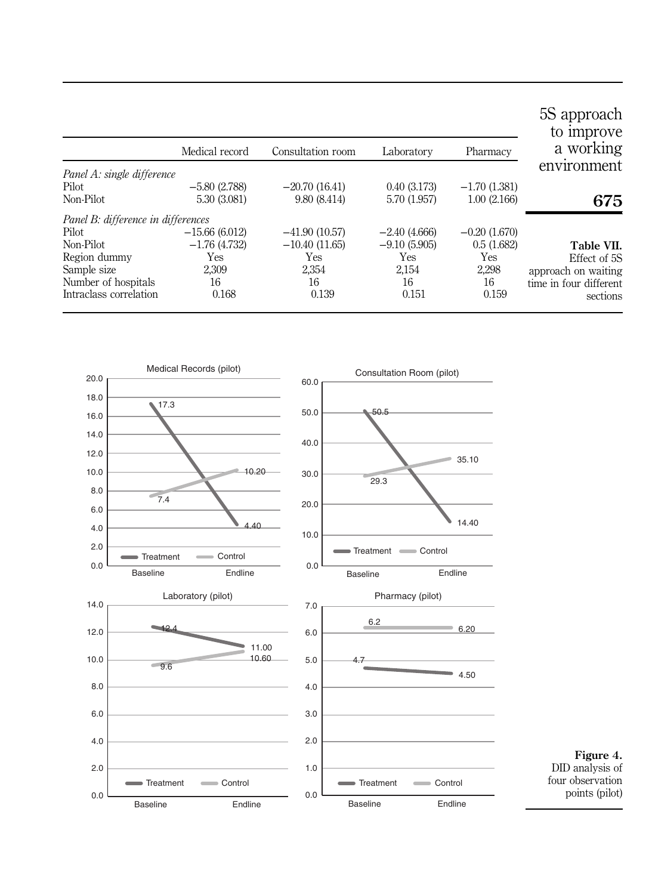| | Medical record | Consultation room | Laboratory | Pharmacy |
|---|---|---|---|---|
| *Panel A: single difference* | | | | |
| Pilot | −5.80 (2.788) | −20.70 (16.41) | 0.40 (3.173) | −1.70 (1.381) |
| Non-Pilot | 5.30 (3.081) | 9.80 (8.414) | 5.70 (1.957) | 1.00 (2.166) |
| *Panel B: difference in differences* | | | | |
| Pilot | −15.66 (6.012) | −41.90 (10.57) | −2.40 (4.666) | −0.20 (1.670) |
| Non-Pilot | −1.76 (4.732) | −10.40 (11.65) | −9.10 (5.905) | 0.5 (1.682) |
| Region dummy | Yes | Yes | Yes | Yes |
| Sample size | 2,309 | 2,354 | 2,154 | 2,298 |
| Number of hospitals | 16 | 16 | 16 | 16 |
| Intraclass correlation | 0.168 | 0.139 | 0.151 | 0.159 |

**Table VII.** Effect of 5S approach on waiting time in four different sections

**Figure 4.** DID analysis of four observation points (pilot)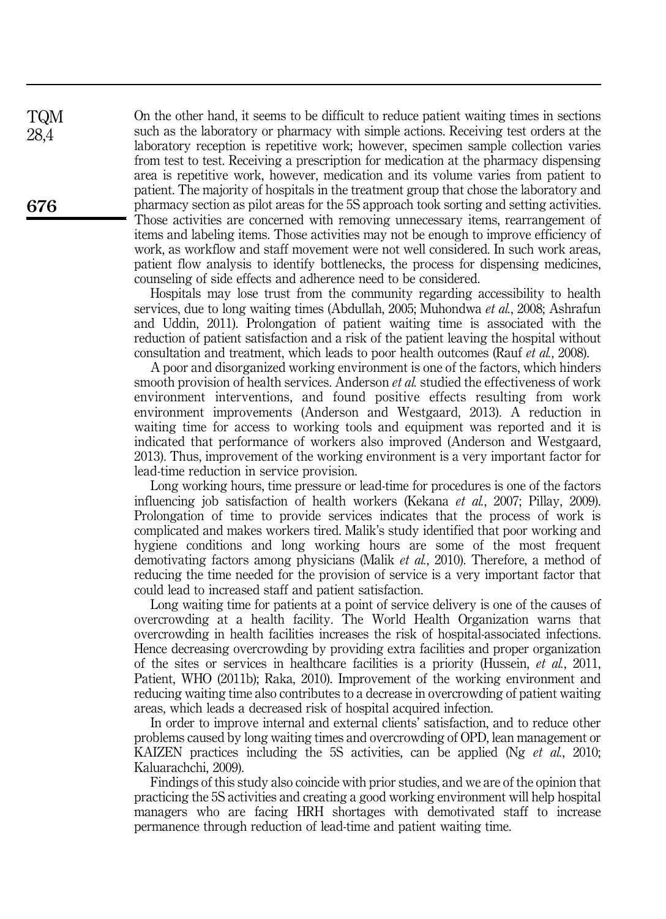On the other hand, it seems to be difficult to reduce patient waiting times in sections such as the laboratory or pharmacy with simple actions. Receiving test orders at the laboratory reception is repetitive work; however, specimen sample collection varies from test to test. Receiving a prescription for medication at the pharmacy dispensing area is repetitive work, however, medication and its volume varies from patient to patient. The majority of hospitals in the treatment group that chose the laboratory and pharmacy section as pilot areas for the 5S approach took sorting and setting activities. Those activities are concerned with removing unnecessary items, rearrangement of items and labeling items. Those activities may not be enough to improve efficiency of work, as workflow and staff movement were not well considered. In such work areas, patient flow analysis to identify bottlenecks, the process for dispensing medicines, counseling of side effects and adherence need to be considered.

Hospitals may lose trust from the community regarding accessibility to health services, due to long waiting times (Abdullah, 2005; Muhondwa *et al.*, 2008; Ashrafun and Uddin, 2011). Prolongation of patient waiting time is associated with the reduction of patient satisfaction and a risk of the patient leaving the hospital without consultation and treatment, which leads to poor health outcomes (Rauf *et al.*, 2008).

A poor and disorganized working environment is one of the factors, which hinders smooth provision of health services. Anderson *et al.* studied the effectiveness of work environment interventions, and found positive effects resulting from work environment improvements (Anderson and Westgaard, 2013). A reduction in waiting time for access to working tools and equipment was reported and it is indicated that performance of workers also improved (Anderson and Westgaard, 2013). Thus, improvement of the working environment is a very important factor for lead-time reduction in service provision.

Long working hours, time pressure or lead-time for procedures is one of the factors influencing job satisfaction of health workers (Kekana *et al.*, 2007; Pillay, 2009). Prolongation of time to provide services indicates that the process of work is complicated and makes workers tired. Malik's study identified that poor working and hygiene conditions and long working hours are some of the most frequent demotivating factors among physicians (Malik *et al.*, 2010). Therefore, a method of reducing the time needed for the provision of service is a very important factor that could lead to increased staff and patient satisfaction.

Long waiting time for patients at a point of service delivery is one of the causes of overcrowding at a health facility. The World Health Organization warns that overcrowding in health facilities increases the risk of hospital-associated infections. Hence decreasing overcrowding by providing extra facilities and proper organization of the sites or services in healthcare facilities is a priority (Hussein, *et al.*, 2011, Patient, WHO (2011b); Raka, 2010). Improvement of the working environment and reducing waiting time also contributes to a decrease in overcrowding of patient waiting areas, which leads a decreased risk of hospital acquired infection.

In order to improve internal and external clients' satisfaction, and to reduce other problems caused by long waiting times and overcrowding of OPD, lean management or KAIZEN practices including the 5S activities, can be applied (Ng *et al.*, 2010; Kaluarachchi, 2009).

Findings of this study also coincide with prior studies, and we are of the opinion that practicing the 5S activities and creating a good working environment will help hospital managers who are facing HRH shortages with demotivated staff to increase permanence through reduction of lead-time and patient waiting time.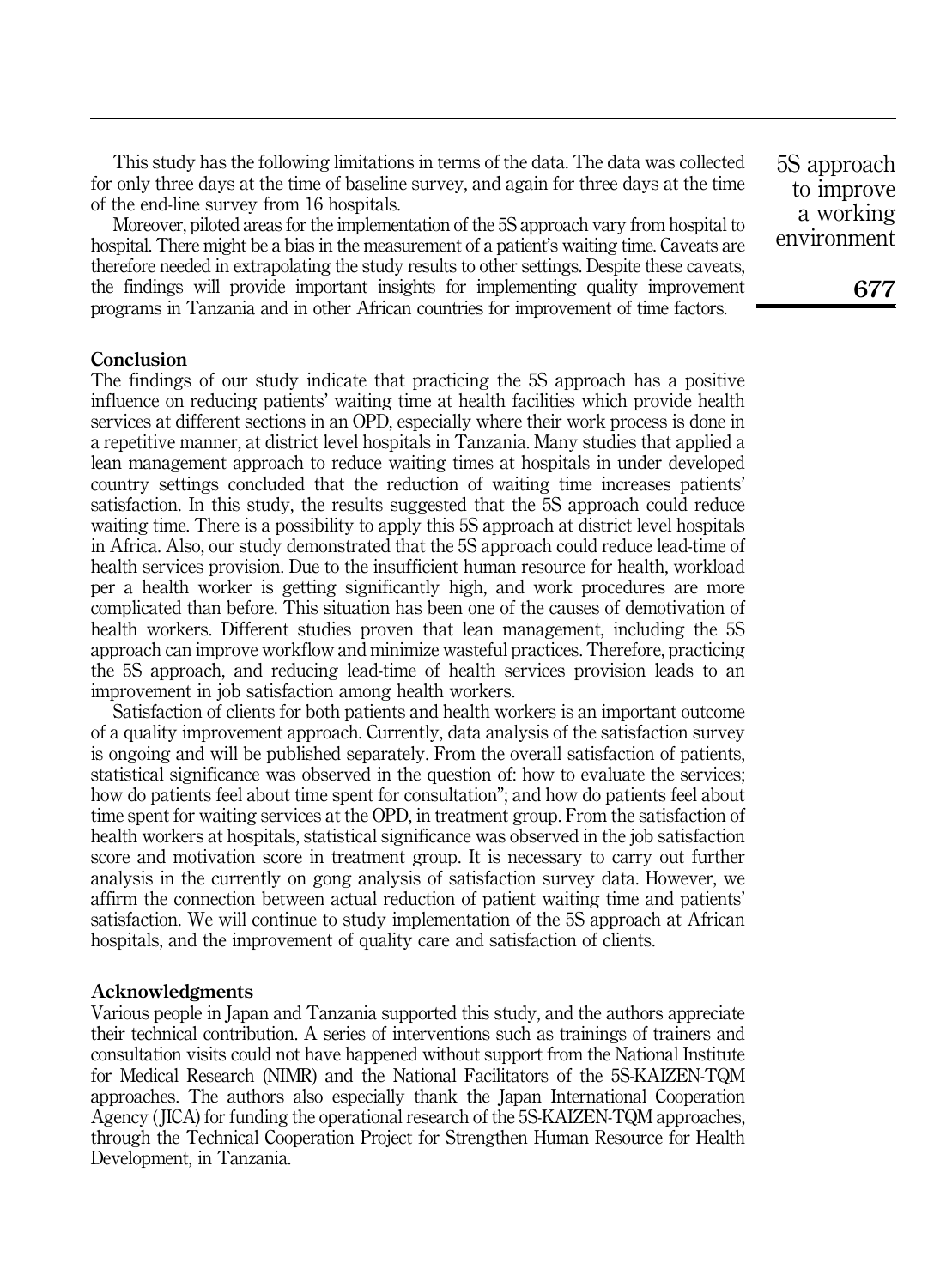This study has the following limitations in terms of the data. The data was collected for only three days at the time of baseline survey, and again for three days at the time of the end-line survey from 16 hospitals.

Moreover, piloted areas for the implementation of the 5S approach vary from hospital to hospital. There might be a bias in the measurement of a patient's waiting time. Caveats are therefore needed in extrapolating the study results to other settings. Despite these caveats, the findings will provide important insights for implementing quality improvement programs in Tanzania and in other African countries for improvement of time factors.

## Conclusion

The findings of our study indicate that practicing the 5S approach has a positive influence on reducing patients' waiting time at health facilities which provide health services at different sections in an OPD, especially where their work process is done in a repetitive manner, at district level hospitals in Tanzania. Many studies that applied a lean management approach to reduce waiting times at hospitals in under developed country settings concluded that the reduction of waiting time increases patients' satisfaction. In this study, the results suggested that the 5S approach could reduce waiting time. There is a possibility to apply this 5S approach at district level hospitals in Africa. Also, our study demonstrated that the 5S approach could reduce lead-time of health services provision. Due to the insufficient human resource for health, workload per a health worker is getting significantly high, and work procedures are more complicated than before. This situation has been one of the causes of demotivation of health workers. Different studies proven that lean management, including the 5S approach can improve workflow and minimize wasteful practices. Therefore, practicing the 5S approach, and reducing lead-time of health services provision leads to an improvement in job satisfaction among health workers.

Satisfaction of clients for both patients and health workers is an important outcome of a quality improvement approach. Currently, data analysis of the satisfaction survey is ongoing and will be published separately. From the overall satisfaction of patients, statistical significance was observed in the question of: how to evaluate the services; how do patients feel about time spent for consultation"; and how do patients feel about time spent for waiting services at the OPD, in treatment group. From the satisfaction of health workers at hospitals, statistical significance was observed in the job satisfaction score and motivation score in treatment group. It is necessary to carry out further analysis in the currently on gong analysis of satisfaction survey data. However, we affirm the connection between actual reduction of patient waiting time and patients' satisfaction. We will continue to study implementation of the 5S approach at African hospitals, and the improvement of quality care and satisfaction of clients.

## Acknowledgments

Various people in Japan and Tanzania supported this study, and the authors appreciate their technical contribution. A series of interventions such as trainings of trainers and consultation visits could not have happened without support from the National Institute for Medical Research (NIMR) and the National Facilitators of the 5S-KAIZEN-TQM approaches. The authors also especially thank the Japan International Cooperation Agency (JICA) for funding the operational research of the 5S-KAIZEN-TQM approaches, through the Technical Cooperation Project for Strengthen Human Resource for Health Development, in Tanzania.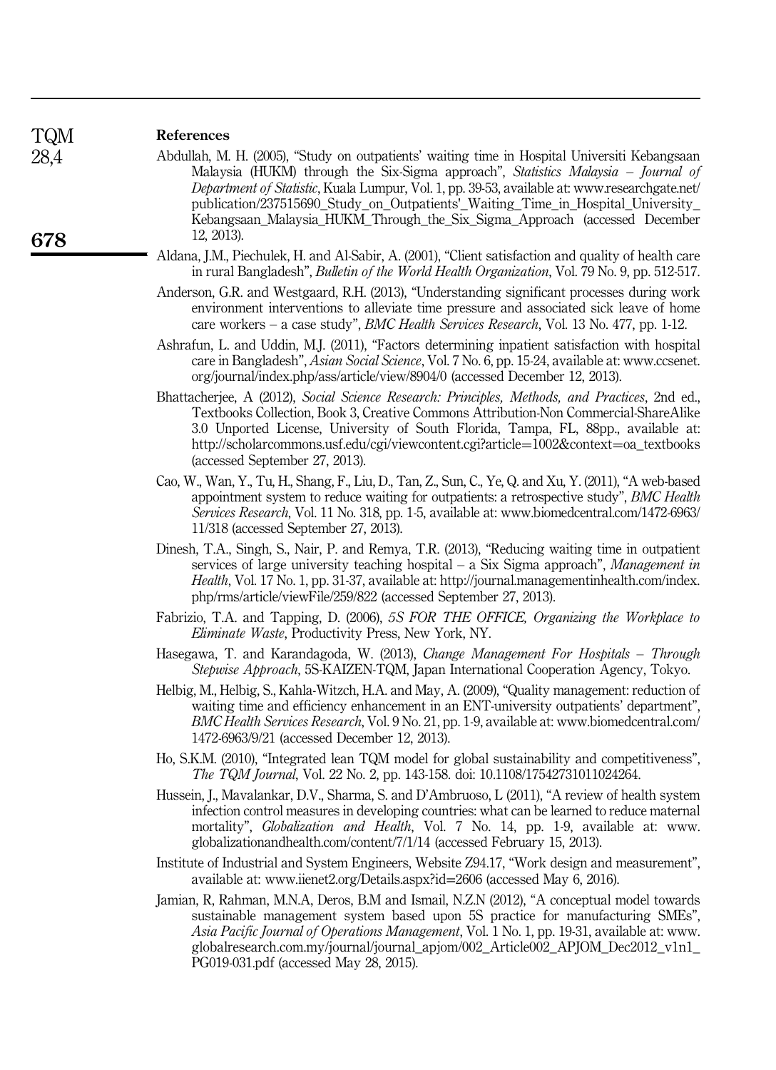## References

Abdullah, M. H. (2005), "Study on outpatients' waiting time in Hospital Universiti Kebangsaan Malaysia (HUKM) through the Six-Sigma approach", *Statistics Malaysia – Journal of Department of Statistic*, Kuala Lumpur, Vol. 1, pp. 39-53, available at: www.researchgate.net/publication/237515690_Study_on_Outpatients'_Waiting_Time_in_Hospital_University_Kebangsaan_Malaysia_HUKM_Through_the_Six_Sigma_Approach (accessed December 12, 2013).

Aldana, J.M., Piechulek, H. and Al-Sabir, A. (2001), "Client satisfaction and quality of health care in rural Bangladesh", *Bulletin of the World Health Organization*, Vol. 79 No. 9, pp. 512-517.

Anderson, G.R. and Westgaard, R.H. (2013), "Understanding significant processes during work environment interventions to alleviate time pressure and associated sick leave of home care workers – a case study", *BMC Health Services Research*, Vol. 13 No. 477, pp. 1-12.

Ashrafun, L. and Uddin, M.J. (2011), "Factors determining inpatient satisfaction with hospital care in Bangladesh", *Asian Social Science*, Vol. 7 No. 6, pp. 15-24, available at: www.ccsenet.org/journal/index.php/ass/article/view/8904/0 (accessed December 12, 2013).

Bhattacherjee, A (2012), *Social Science Research: Principles, Methods, and Practices*, 2nd ed., Textbooks Collection, Book 3, Creative Commons Attribution-Non Commercial-ShareAlike 3.0 Unported License, University of South Florida, Tampa, FL, 88pp., available at: http://scholarcommons.usf.edu/cgi/viewcontent.cgi?article=1002&context=oa_textbooks (accessed September 27, 2013).

Cao, W., Wan, Y., Tu, H., Shang, F., Liu, D., Tan, Z., Sun, C., Ye, Q. and Xu, Y. (2011), "A web-based appointment system to reduce waiting for outpatients: a retrospective study", *BMC Health Services Research*, Vol. 11 No. 318, pp. 1-5, available at: www.biomedcentral.com/1472-6963/11/318 (accessed September 27, 2013).

Dinesh, T.A., Singh, S., Nair, P. and Remya, T.R. (2013), "Reducing waiting time in outpatient services of large university teaching hospital – a Six Sigma approach", *Management in Health*, Vol. 17 No. 1, pp. 31-37, available at: http://journal.managementinhealth.com/index.php/rms/article/viewFile/259/822 (accessed September 27, 2013).

Fabrizio, T.A. and Tapping, D. (2006), *5S FOR THE OFFICE, Organizing the Workplace to Eliminate Waste*, Productivity Press, New York, NY.

Hasegawa, T. and Karandagoda, W. (2013), *Change Management For Hospitals – Through Stepwise Approach*, 5S-KAIZEN-TQM, Japan International Cooperation Agency, Tokyo.

Helbig, M., Helbig, S., Kahla-Witzch, H.A. and May, A. (2009), "Quality management: reduction of waiting time and efficiency enhancement in an ENT-university outpatients' department", *BMC Health Services Research*, Vol. 9 No. 21, pp. 1-9, available at: www.biomedcentral.com/1472-6963/9/21 (accessed December 12, 2013).

Ho, S.K.M. (2010), "Integrated lean TQM model for global sustainability and competitiveness", *The TQM Journal*, Vol. 22 No. 2, pp. 143-158. doi: 10.1108/17542731011024264.

Hussein, J., Mavalankar, D.V., Sharma, S. and D'Ambruoso, L (2011), "A review of health system infection control measures in developing countries: what can be learned to reduce maternal mortality", *Globalization and Health*, Vol. 7 No. 14, pp. 1-9, available at: www.globalizationandhealth.com/content/7/1/14 (accessed February 15, 2013).

Institute of Industrial and System Engineers, Website Z94.17, "Work design and measurement", available at: www.iienet2.org/Details.aspx?id=2606 (accessed May 6, 2016).

Jamian, R, Rahman, M.N.A, Deros, B.M and Ismail, N.Z.N (2012), "A conceptual model towards sustainable management system based upon 5S practice for manufacturing SMEs", *Asia Pacific Journal of Operations Management*, Vol. 1 No. 1, pp. 19-31, available at: www.globalresearch.com.my/journal/journal_apjom/002_Article002_APJOM_Dec2012_v1n1_PG019-031.pdf (accessed May 28, 2015).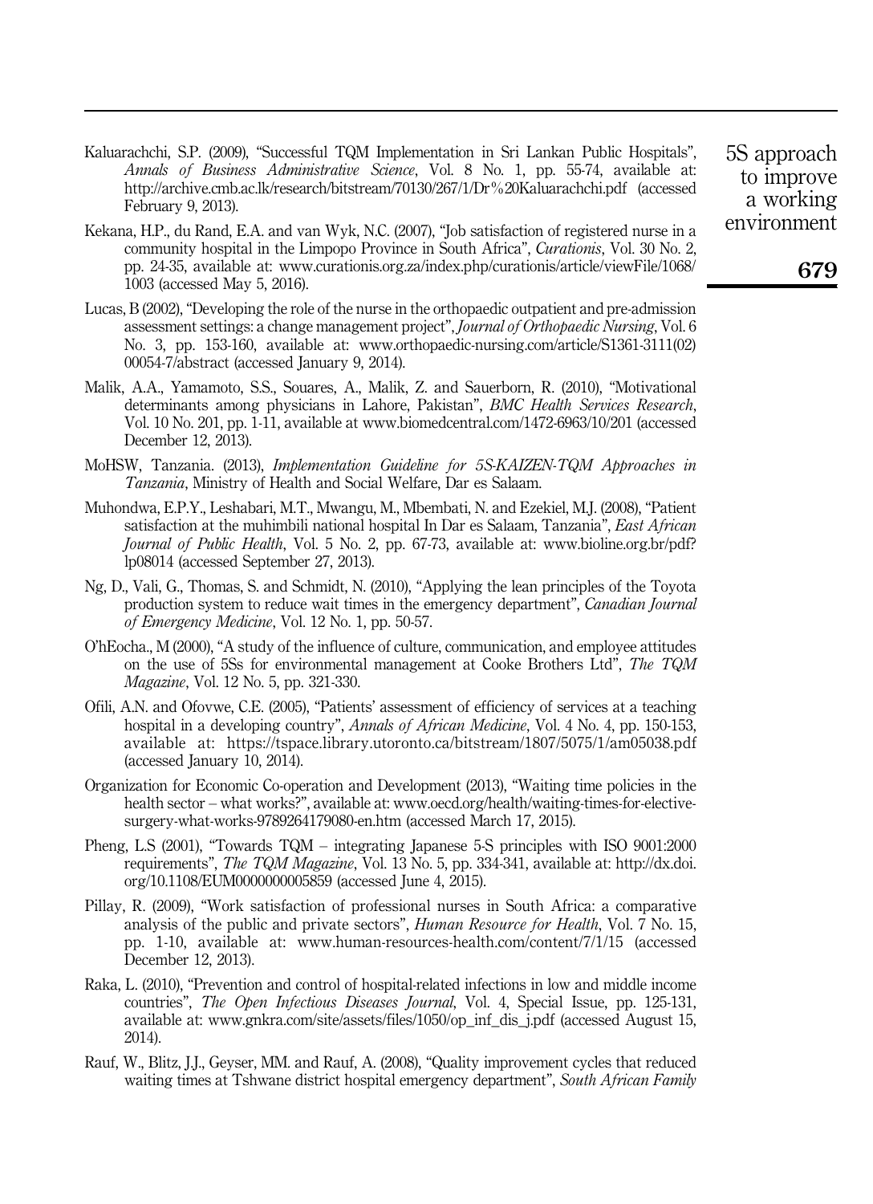Kaluarachchi, S.P. (2009), "Successful TQM Implementation in Sri Lankan Public Hospitals", *Annals of Business Administrative Science*, Vol. 8 No. 1, pp. 55-74, available at: http://archive.cmb.ac.lk/research/bitstream/70130/267/1/Dr%20Kaluarachchi.pdf (accessed February 9, 2013).

Kekana, H.P., du Rand, E.A. and van Wyk, N.C. (2007), "Job satisfaction of registered nurse in a community hospital in the Limpopo Province in South Africa", *Curationis*, Vol. 30 No. 2, pp. 24-35, available at: www.curationis.org.za/index.php/curationis/article/viewFile/1068/1003 (accessed May 5, 2016).

Lucas, B (2002), "Developing the role of the nurse in the orthopaedic outpatient and pre-admission assessment settings: a change management project", *Journal of Orthopaedic Nursing*, Vol. 6 No. 3, pp. 153-160, available at: www.orthopaedic-nursing.com/article/S1361-3111(02)00054-7/abstract (accessed January 9, 2014).

Malik, A.A., Yamamoto, S.S., Souares, A., Malik, Z. and Sauerborn, R. (2010), "Motivational determinants among physicians in Lahore, Pakistan", *BMC Health Services Research*, Vol. 10 No. 201, pp. 1-11, available at www.biomedcentral.com/1472-6963/10/201 (accessed December 12, 2013).

MoHSW, Tanzania. (2013), *Implementation Guideline for 5S-KAIZEN-TQM Approaches in Tanzania*, Ministry of Health and Social Welfare, Dar es Salaam.

Muhondwa, E.P.Y., Leshabari, M.T., Mwangu, M., Mbembati, N. and Ezekiel, M.J. (2008), "Patient satisfaction at the muhimbili national hospital In Dar es Salaam, Tanzania", *East African Journal of Public Health*, Vol. 5 No. 2, pp. 67-73, available at: www.bioline.org.br/pdf?lp08014 (accessed September 27, 2013).

Ng, D., Vali, G., Thomas, S. and Schmidt, N. (2010), "Applying the lean principles of the Toyota production system to reduce wait times in the emergency department", *Canadian Journal of Emergency Medicine*, Vol. 12 No. 1, pp. 50-57.

O'hEocha., M (2000), "A study of the influence of culture, communication, and employee attitudes on the use of 5Ss for environmental management at Cooke Brothers Ltd", *The TQM Magazine*, Vol. 12 No. 5, pp. 321-330.

Ofili, A.N. and Ofovwe, C.E. (2005), "Patients' assessment of efficiency of services at a teaching hospital in a developing country", *Annals of African Medicine*, Vol. 4 No. 4, pp. 150-153, available at: https://tspace.library.utoronto.ca/bitstream/1807/5075/1/am05038.pdf (accessed January 10, 2014).

Organization for Economic Co-operation and Development (2013), "Waiting time policies in the health sector – what works?", available at: www.oecd.org/health/waiting-times-for-elective-surgery-what-works-9789264179080-en.htm (accessed March 17, 2015).

Pheng, L.S (2001), "Towards TQM – integrating Japanese 5-S principles with ISO 9001:2000 requirements", *The TQM Magazine*, Vol. 13 No. 5, pp. 334-341, available at: http://dx.doi.org/10.1108/EUM0000000005859 (accessed June 4, 2015).

Pillay, R. (2009), "Work satisfaction of professional nurses in South Africa: a comparative analysis of the public and private sectors", *Human Resource for Health*, Vol. 7 No. 15, pp. 1-10, available at: www.human-resources-health.com/content/7/1/15 (accessed December 12, 2013).

Raka, L. (2010), "Prevention and control of hospital-related infections in low and middle income countries", *The Open Infectious Diseases Journal*, Vol. 4, Special Issue, pp. 125-131, available at: www.gnkra.com/site/assets/files/1050/op_inf_dis_j.pdf (accessed August 15, 2014).

Rauf, W., Blitz, J.J., Geyser, MM. and Rauf, A. (2008), "Quality improvement cycles that reduced waiting times at Tshwane district hospital emergency department", *South African Family*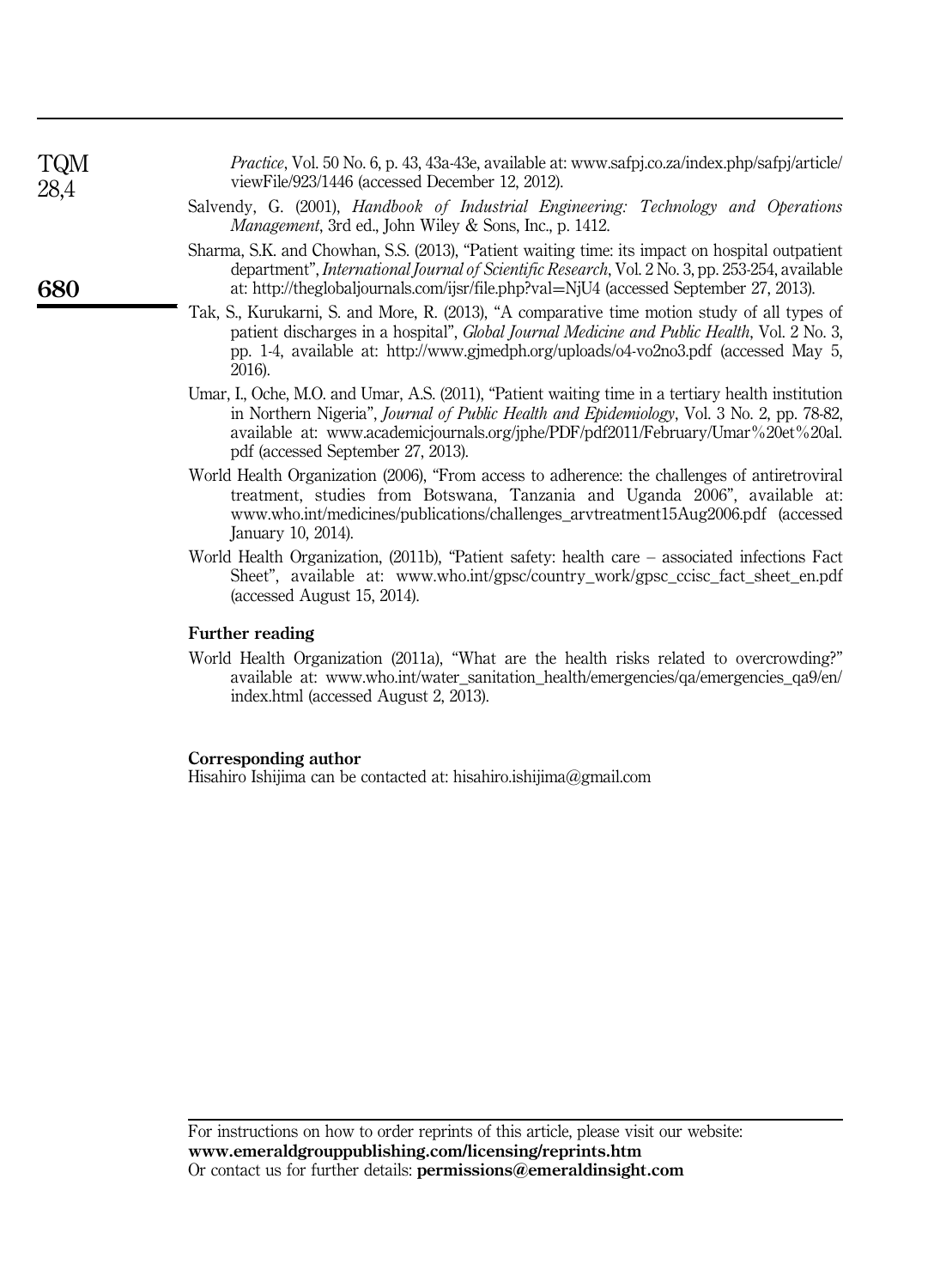*Practice*, Vol. 50 No. 6, p. 43, 43a-43e, available at: www.safpj.co.za/index.php/safpj/article/viewFile/923/1446 (accessed December 12, 2012).

Salvendy, G. (2001), *Handbook of Industrial Engineering: Technology and Operations Management*, 3rd ed., John Wiley & Sons, Inc., p. 1412.

Sharma, S.K. and Chowhan, S.S. (2013), "Patient waiting time: its impact on hospital outpatient department", *International Journal of Scientific Research*, Vol. 2 No. 3, pp. 253-254, available at: http://theglobaljournals.com/ijsr/file.php?val=NjU4 (accessed September 27, 2013).

Tak, S., Kurukarni, S. and More, R. (2013), "A comparative time motion study of all types of patient discharges in a hospital", *Global Journal Medicine and Public Health*, Vol. 2 No. 3, pp. 1-4, available at: http://www.gjmedph.org/uploads/o4-vo2no3.pdf (accessed May 5, 2016).

Umar, I., Oche, M.O. and Umar, A.S. (2011), "Patient waiting time in a tertiary health institution in Northern Nigeria", *Journal of Public Health and Epidemiology*, Vol. 3 No. 2, pp. 78-82, available at: www.academicjournals.org/jphe/PDF/pdf2011/February/Umar%20et%20al.pdf (accessed September 27, 2013).

World Health Organization (2006), "From access to adherence: the challenges of antiretroviral treatment, studies from Botswana, Tanzania and Uganda 2006", available at: www.who.int/medicines/publications/challenges_arvtreatment15Aug2006.pdf (accessed January 10, 2014).

World Health Organization, (2011b), "Patient safety: health care – associated infections Fact Sheet", available at: www.who.int/gpsc/country_work/gpsc_ccisc_fact_sheet_en.pdf (accessed August 15, 2014).

## Further reading

World Health Organization (2011a), "What are the health risks related to overcrowding?" available at: www.who.int/water_sanitation_health/emergencies/qa/emergencies_qa9/en/index.html (accessed August 2, 2013).

## Corresponding author

Hisahiro Ishijima can be contacted at: hisahiro.ishijima@gmail.com

For instructions on how to order reprints of this article, please visit our website:
**www.emeraldgrouppublishing.com/licensing/reprints.htm**
Or contact us for further details: **permissions@emeraldinsight.com**